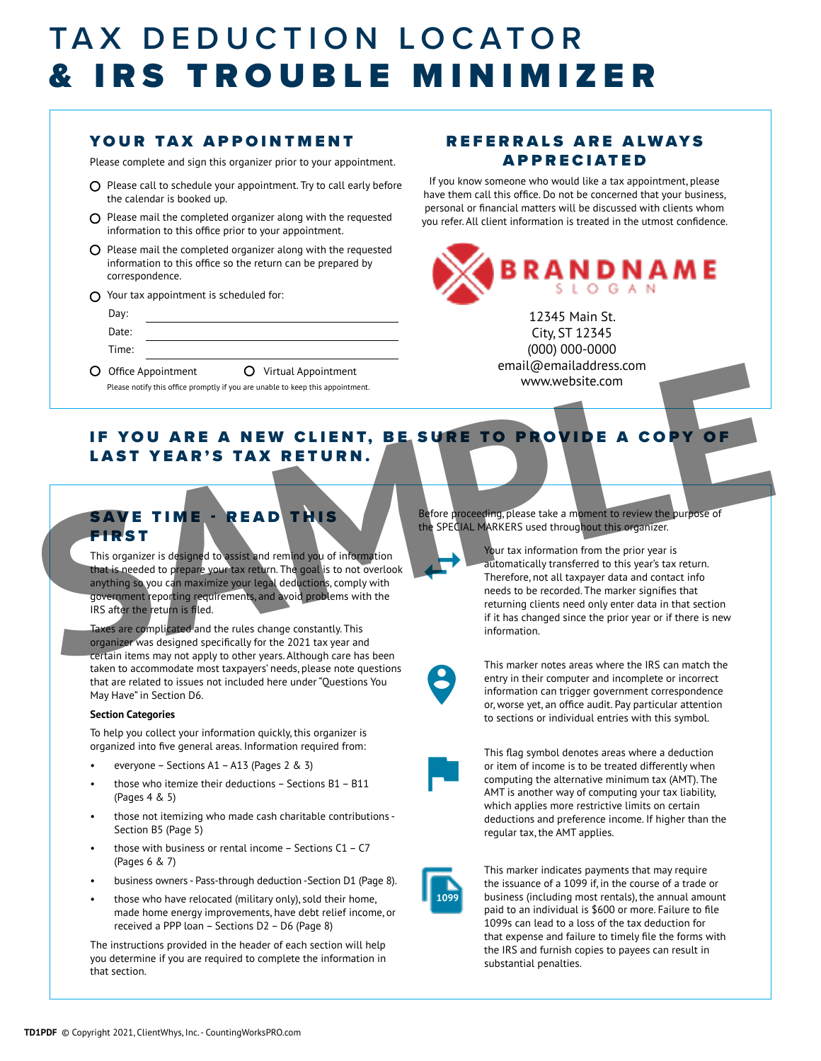# TAX DEDUCTION LOCATOR & IRS TROUBLE MINIMIZER

## YOUR TAX APPOINTMENT

Please complete and sign this organizer prior to your appointment.

- ○ Please call to schedule your appointment. Try to call early before the calendar is booked up.
- ○ Please mail the completed organizer along with the requested information to this office prior to your appointment.
- ○ Please mail the completed organizer along with the requested information to this office so the return can be prepared by correspondence.
- ○ Your tax appointment is scheduled for:

Day: ______________________

Date: ______________________

Time: ______________________

○ Office Appointment ○ Virtual Appointment

Please notify this office promptly if you are unable to keep this appointment.

## REFERRALS ARE ALWAYS APPRECIATED

If you know someone who would like a tax appointment, please have them call this office. Do not be concerned that your business, personal or financial matters will be discussed with clients whom you refer. All client information is treated in the utmost confidence.

BRANDNAME
SLOGAN

12345 Main St.
City, ST 12345
(000) 000-0000
email@emailaddress.com
www.website.com

## IF YOU ARE A NEW CLIENT, BE SURE TO PROVIDE A COPY OF LAST YEAR'S TAX RETURN.

## SAVE TIME - READ THIS FIRST

This organizer is designed to assist and remind you of information that is needed to prepare your tax return. The goal is to not overlook anything so you can maximize your legal deductions, comply with government reporting requirements, and avoid problems with the IRS after the return is filed.

Taxes are complicated and the rules change constantly. This organizer was designed specifically for the 2021 tax year and certain items may not apply to other years. Although care has been taken to accommodate most taxpayers' needs, please note questions that are related to issues not included here under "Questions You May Have" in Section D6.

**Section Categories**

To help you collect your information quickly, this organizer is organized into five general areas. Information required from:

- everyone – Sections A1 – A13 (Pages 2 & 3)
- those who itemize their deductions – Sections B1 – B11 (Pages 4 & 5)
- those not itemizing who made cash charitable contributions - Section B5 (Page 5)
- those with business or rental income – Sections C1 – C7 (Pages 6 & 7)
- business owners - Pass-through deduction -Section D1 (Page 8).
- those who have relocated (military only), sold their home, made home energy improvements, have debt relief income, or received a PPP loan – Sections D2 – D6 (Page 8)

The instructions provided in the header of each section will help you determine if you are required to complete the information in that section.

Before proceeding, please take a moment to review the purpose of the SPECIAL MARKERS used throughout this organizer.

Your tax information from the prior year is automatically transferred to this year's tax return. Therefore, not all taxpayer data and contact info needs to be recorded. The marker signifies that returning clients need only enter data in that section if it has changed since the prior year or if there is new information.

This marker notes areas where the IRS can match the entry in their computer and incomplete or incorrect information can trigger government correspondence or, worse yet, an office audit. Pay particular attention to sections or individual entries with this symbol.

This flag symbol denotes areas where a deduction or item of income is to be treated differently when computing the alternative minimum tax (AMT). The AMT is another way of computing your tax liability, which applies more restrictive limits on certain deductions and preference income. If higher than the regular tax, the AMT applies.

1099 This marker indicates payments that may require the issuance of a 1099 if, in the course of a trade or business (including most rentals), the annual amount paid to an individual is $600 or more. Failure to file 1099s can lead to a loss of the tax deduction for that expense and failure to timely file the forms with the IRS and furnish copies to payees can result in substantial penalties.

SAMPLE

TD1PDF © Copyright 2021, ClientWhys, Inc. - CountingWorksPRO.com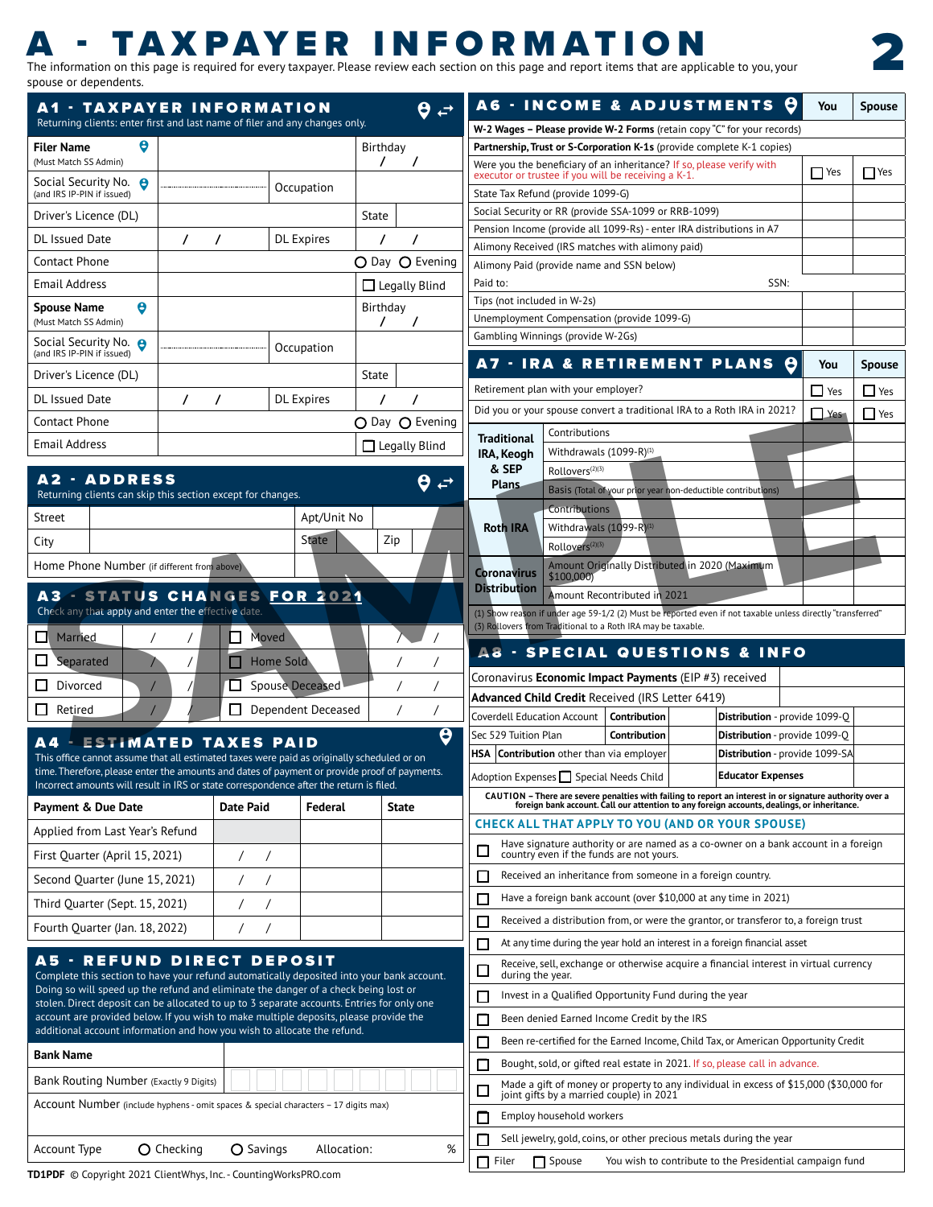# A - TAXPAYER INFORMATION

The information on this page is required for every taxpayer. Please review each section on this page and report items that are applicable to you, your spouse or dependents.

## A1 - TAXPAYER INFORMATION

Returning clients: enter first and last name of filer and any changes only.

| | | | |
|---|---|---|---|
| **Filer Name** (Must Match SS Admin) | | Birthday / / | |
| Social Security No. (and IRS IP-PIN if issued) | | Occupation | |
| Driver's Licence (DL) | | State | |
| DL Issued Date | / / | DL Expires | / / |
| Contact Phone | | ○ Day ○ Evening | |
| Email Address | | ☐ Legally Blind | |
| **Spouse Name** (Must Match SS Admin) | | Birthday / / | |
| Social Security No. (and IRS IP-PIN if issued) | | Occupation | |
| Driver's Licence (DL) | | State | |
| DL Issued Date | / / | DL Expires | / / |
| Contact Phone | | ○ Day ○ Evening | |
| Email Address | | ☐ Legally Blind | |

## A2 - ADDRESS

Returning clients can skip this section except for changes.

| | | | | | |
|---|---|---|---|---|---|
| Street | | Apt/Unit No | | | |
| City | | State | | Zip | |
| Home Phone Number (if different from above) | | | | | |

## A3 - STATUS CHANGES FOR 2021

Check any that apply and enter the effective date.

| | | | |
|---|---|---|---|
| ☐ Married | / / | ☐ Moved | / / |
| ☐ Separated | / / | ☐ Home Sold | / / |
| ☐ Divorced | / / | ☐ Spouse Deceased | / / |
| ☐ Retired | / / | ☐ Dependent Deceased | / / |

## A4 - ESTIMATED TAXES PAID

This office cannot assume that all estimated taxes were paid as originally scheduled or on time. Therefore, please enter the amounts and dates of payment or provide proof of payments. Incorrect amounts will result in IRS or state correspondence after the return is filed.

| Payment & Due Date | Date Paid | Federal | State |
|---|---|---|---|
| Applied from Last Year's Refund | | | |
| First Quarter (April 15, 2021) | / / | | |
| Second Quarter (June 15, 2021) | / / | | |
| Third Quarter (Sept. 15, 2021) | / / | | |
| Fourth Quarter (Jan. 18, 2022) | / / | | |

## A5 - REFUND DIRECT DEPOSIT

Complete this section to have your refund automatically deposited into your bank account. Doing so will speed up the refund and eliminate the danger of a check being lost or stolen. Direct deposit can be allocated to up to 3 separate accounts. Entries for only one account are provided below. If you wish to make multiple deposits, please provide the additional account information and how you wish to allocate the refund.

| | |
|---|---|
| **Bank Name** | |
| Bank Routing Number (Exactly 9 Digits) | |
| Account Number (include hyphens - omit spaces & special characters – 17 digits max) | |
| Account Type ○ Checking ○ Savings | Allocation: % |

## A6 - INCOME & ADJUSTMENTS

| | You | Spouse |
|---|---|---|
| **W-2 Wages – Please provide W-2 Forms** (retain copy "C" for your records) | | |
| **Partnership, Trust or S-Corporation K-1s** (provide complete K-1 copies) | | |
| Were you the beneficiary of an inheritance? If so, please verify with executor or trustee if you will be receiving a K-1. | ☐ Yes | ☐ Yes |
| State Tax Refund (provide 1099-G) | | |
| Social Security or RR (provide SSA-1099 or RRB-1099) | | |
| Pension Income (provide all 1099-Rs) - enter IRA distributions in A7 | | |
| Alimony Received (IRS matches with alimony paid) | | |
| Alimony Paid (provide name and SSN below) | | |
| Paid to: SSN: | | |
| Tips (not included in W-2s) | | |
| Unemployment Compensation (provide 1099-G) | | |
| Gambling Winnings (provide W-2Gs) | | |

## A7 - IRA & RETIREMENT PLANS

| | | You | Spouse |
|---|---|---|---|
| Retirement plan with your employer? | | ☐ Yes | ☐ Yes |
| Did you or your spouse convert a traditional IRA to a Roth IRA in 2021? | | ☐ Yes | ☐ Yes |
| **Traditional IRA, Keogh & SEP Plans** | Contributions | | |
| | Withdrawals (1099-R)(1) | | |
| | Rollovers(2)(3) | | |
| | Basis (Total of your prior year non-deductible contributions) | | |
| **Roth IRA** | Contributions | | |
| | Withdrawals (1099-R)(1) | | |
| | Rollovers(2)(3) | | |
| **Coronavirus Distribution** | Amount Originally Distributed in 2020 (Maximum $100,000) | | |
| | Amount Recontributed in 2021 | | |

(1) Show reason if under age 59-1/2 (2) Must be reported even if not taxable unless directly "transferred" (3) Rollovers from Traditional to a Roth IRA may be taxable.

## A8 - SPECIAL QUESTIONS & INFO

| | | | |
|---|---|---|---|
| Coronavirus **Economic Impact Payments** (EIP #3) received | | | |
| **Advanced Child Credit** Received (IRS Letter 6419) | | | |
| Coverdell Education Account **Contribution** | | **Distribution** - provide 1099-Q | |
| Sec 529 Tuition Plan **Contribution** | | **Distribution** - provide 1099-Q | |
| **HSA Contribution** other than via employer | | **Distribution** - provide 1099-SA | |
| Adoption Expenses ☐ Special Needs Child | | **Educator Expenses** | |

**CAUTION – There are severe penalties with failing to report an interest in or signature authority over a foreign bank account. Call our attention to any foreign accounts, dealings, or inheritance.**

### CHECK ALL THAT APPLY TO YOU (AND OR YOUR SPOUSE)

- ☐ Have signature authority or are named as a co-owner on a bank account in a foreign country even if the funds are not yours.
- ☐ Received an inheritance from someone in a foreign country.
- ☐ Have a foreign bank account (over $10,000 at any time in 2021)
- ☐ Received a distribution from, or were the grantor, or transferor to, a foreign trust
- ☐ At any time during the year hold an interest in a foreign financial asset
- ☐ Receive, sell, exchange or otherwise acquire a financial interest in virtual currency during the year.
- ☐ Invest in a Qualified Opportunity Fund during the year
- ☐ Been denied Earned Income Credit by the IRS
- ☐ Been re-certified for the Earned Income, Child Tax, or American Opportunity Credit
- ☐ Bought, sold, or gifted real estate in 2021. If so, please call in advance.
- ☐ Made a gift of money or property to any individual in excess of $15,000 ($30,000 for joint gifts by a married couple) in 2021
- ☐ Employ household workers
- ☐ Sell jewelry, gold, coins, or other precious metals during the year
- ☐ Filer ☐ Spouse You wish to contribute to the Presidential campaign fund

TD1PDF © Copyright 2021 ClientWhys, Inc. - CountingWorksPRO.com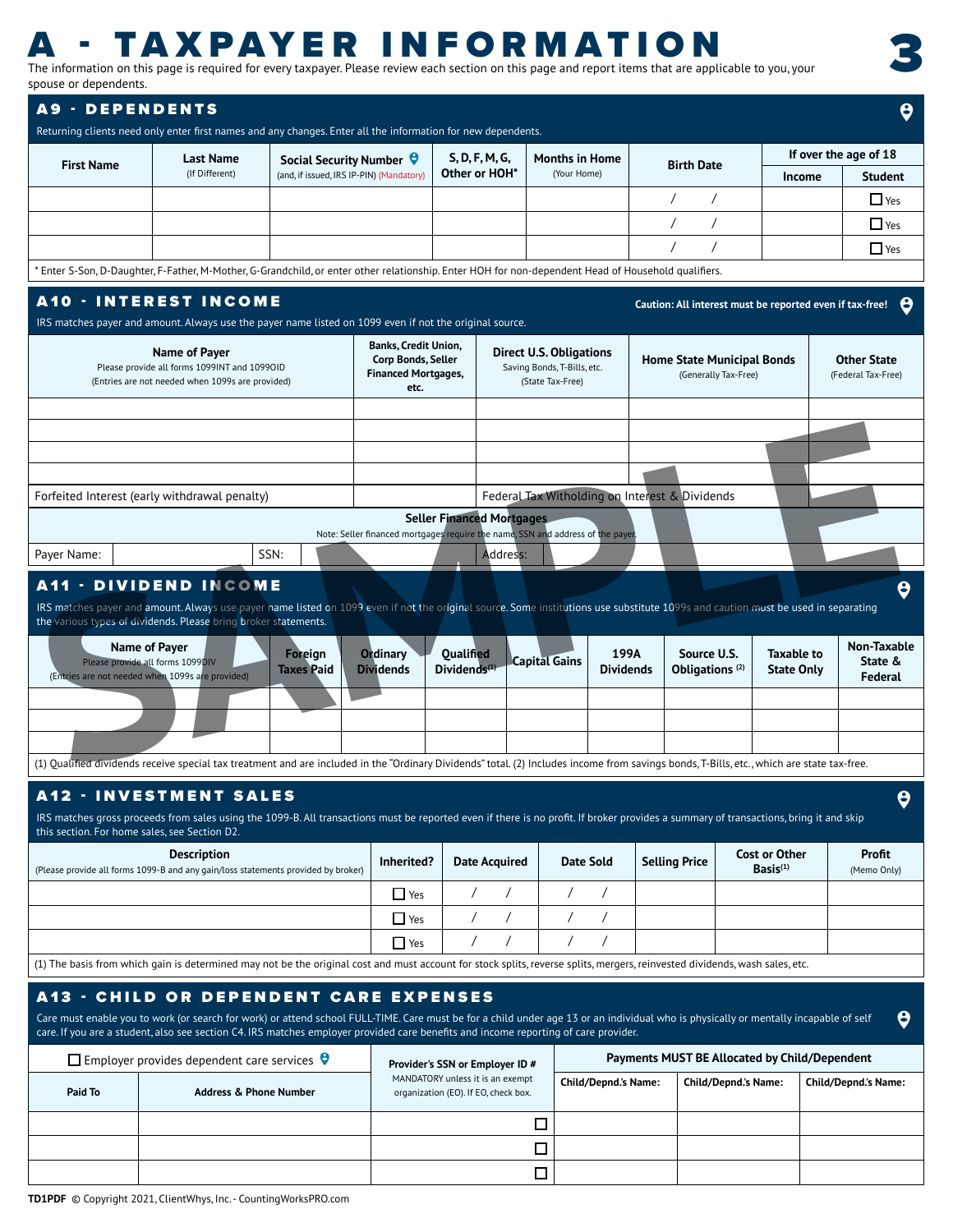# A - TAXPAYER INFORMATION

The information on this page is required for every taxpayer. Please review each section on this page and report items that are applicable to you, your spouse or dependents.

## A9 - DEPENDENTS

Returning clients need only enter first names and any changes. Enter all the information for new dependents.

| First Name | Last Name (If Different) | Social Security Number (and, if issued, IRS IP-PIN) (Mandatory) | S, D, F, M, G, Other or HOH* | Months in Home (Your Home) | Birth Date | If over the age of 18 | |
|---|---|---|---|---|---|---|---|
| | | | | | | Income | Student |
| | | | | | / / | | ☐ Yes |
| | | | | | / / | | ☐ Yes |
| | | | | | / / | | ☐ Yes |

\* Enter S-Son, D-Daughter, F-Father, M-Mother, G-Grandchild, or enter other relationship. Enter HOH for non-dependent Head of Household qualifiers.

## A10 - INTEREST INCOME

**Caution: All interest must be reported even if tax-free!**

IRS matches payer and amount. Always use the payer name listed on 1099 even if not the original source.

| Name of Payer (Please provide all forms 1099INT and 1099OID) (Entries are not needed when 1099s are provided) | Banks, Credit Union, Corp Bonds, Seller Financed Mortgages, etc. | Direct U.S. Obligations (Saving Bonds, T-Bills, etc.) (State Tax-Free) | Home State Municipal Bonds (Generally Tax-Free) | Other State (Federal Tax-Free) |
|---|---|---|---|---|
| | | | | |
| | | | | |
| | | | | |
| | | | | |
| Forfeited Interest (early withdrawal penalty) | | Federal Tax Witholding on Interest & Dividends | | |

**Seller Financed Mortgages**

Note: Seller financed mortgages require the name, SSN and address of the payer.

| Payer Name: | | SSN: | | Address: | |
|---|---|---|---|---|---|

## A11 - DIVIDEND INCOME

IRS matches payer and amount. Always use payer name listed on 1099 even if not the original source. Some institutions use substitute 1099s and caution must be used in separating the various types of dividends. Please bring broker statements.

| Name of Payer (Please provide all forms 1099DIV) (Entries are not needed when 1099s are provided) | Foreign Taxes Paid | Ordinary Dividends | Qualified Dividends(1) | Capital Gains | 199A Dividends | Source U.S. Obligations (2) | Taxable to State Only | Non-Taxable State & Federal |
|---|---|---|---|---|---|---|---|---|
| | | | | | | | | |
| | | | | | | | | |
| | | | | | | | | |

(1) Qualified dividends receive special tax treatment and are included in the "Ordinary Dividends" total. (2) Includes income from savings bonds, T-Bills, etc., which are state tax-free.

## A12 - INVESTMENT SALES

IRS matches gross proceeds from sales using the 1099-B. All transactions must be reported even if there is no profit. If broker provides a summary of transactions, bring it and skip this section. For home sales, see Section D2.

| Description (Please provide all forms 1099-B and any gain/loss statements provided by broker) | Inherited? | Date Acquired | Date Sold | Selling Price | Cost or Other Basis(1) | Profit (Memo Only) |
|---|---|---|---|---|---|---|
| | ☐ Yes | / / | / / | | | |
| | ☐ Yes | / / | / / | | | |
| | ☐ Yes | / / | / / | | | |

(1) The basis from which gain is determined may not be the original cost and must account for stock splits, reverse splits, mergers, reinvested dividends, wash sales, etc.

## A13 - CHILD OR DEPENDENT CARE EXPENSES

Care must enable you to work (or search for work) or attend school FULL-TIME. Care must be for a child under age 13 or an individual who is physically or mentally incapable of self care. If you are a student, also see section C4. IRS matches employer provided care benefits and income reporting of care provider.

☐ Employer provides dependent care services

| Paid To | Address & Phone Number | Provider's SSN or Employer ID # (MANDATORY unless it is an exempt organization (EO). If EO, check box.) | Payments MUST BE Allocated by Child/Dependent | | |
|---|---|---|---|---|---|
| | | | Child/Depnd.'s Name: | Child/Depnd.'s Name: | Child/Depnd.'s Name: |
| | | ☐ | | | |
| | | ☐ | | | |
| | | ☐ | | | |

TD1PDF © Copyright 2021, ClientWhys, Inc. - CountingWorksPRO.com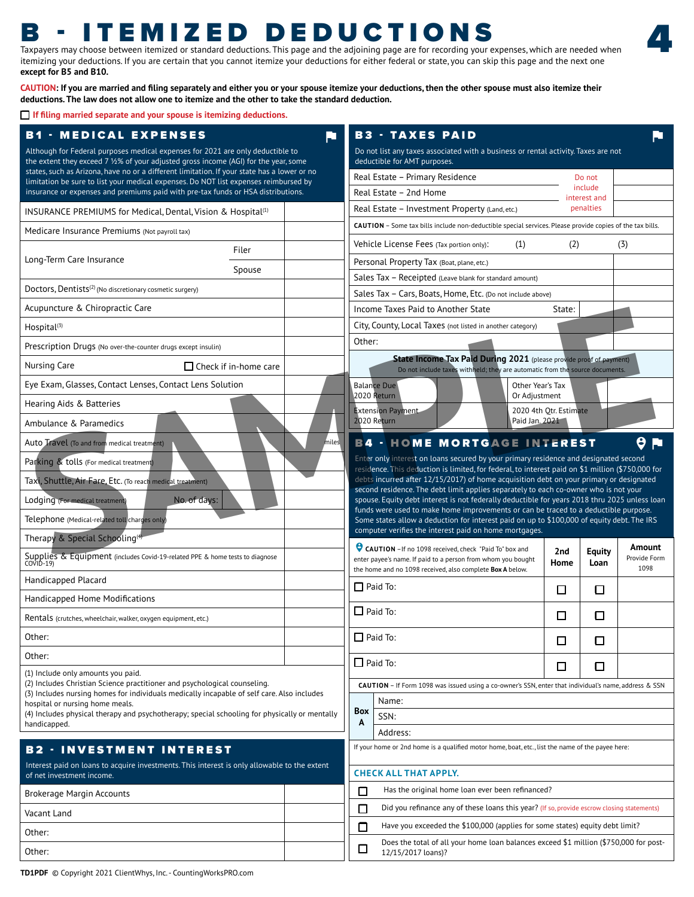# B - ITEMIZED DEDUCTIONS

Taxpayers may choose between itemized or standard deductions. This page and the adjoining page are for recording your expenses, which are needed when itemizing your deductions. If you are certain that you cannot itemize your deductions for either federal or state, you can skip this page and the next one **except for B5 and B10.**

**CAUTION: If you are married and filing separately and either you or your spouse itemize your deductions, then the other spouse must also itemize their deductions. The law does not allow one to itemize and the other to take the standard deduction.**

☐ **If filing married separate and your spouse is itemizing deductions.**

## B1 - MEDICAL EXPENSES

Although for Federal purposes medical expenses for 2021 are only deductible to the extent they exceed 7 ½% of your adjusted gross income (AGI) for the year, some states, such as Arizona, have no or a different limitation. If your state has a lower or no limitation be sure to list your medical expenses. Do NOT list expenses reimbursed by insurance or expenses and premiums paid with pre-tax funds or HSA distributions.

| Item | | Amount |
|---|---|---|
| INSURANCE PREMIUMS for Medical, Dental, Vision & Hospital[1] | | |
| Medicare Insurance Premiums (Not payroll tax) | | |
| Long-Term Care Insurance | Filer | |
| | Spouse | |
| Doctors, Dentists[2] (No discretionary cosmetic surgery) | | |
| Acupuncture & Chiropractic Care | | |
| Hospital[3] | | |
| Prescription Drugs (No over-the-counter drugs except insulin) | | |
| Nursing Care | ☐ Check if in-home care | |
| Eye Exam, Glasses, Contact Lenses, Contact Lens Solution | | |
| Hearing Aids & Batteries | | |
| Ambulance & Paramedics | | |
| Auto Travel (To and from medical treatment) | miles | |
| Parking & tolls (For medical treatment) | | |
| Taxi, Shuttle, Air Fare, Etc. (To reach medical treatment) | | |
| Lodging (For medical treatment) | No. of days: | |
| Telephone (Medical-related toll charges only) | | |
| Therapy & Special Schooling[4] | | |
| Supplies & Equipment (includes Covid-19-related PPE & home tests to diagnose COVID-19) | | |
| Handicapped Placard | | |
| Handicapped Home Modifications | | |
| Rentals (crutches, wheelchair, walker, oxygen equipment, etc.) | | |
| Other: | | |
| Other: | | |

(1) Include only amounts you paid.
(2) Includes Christian Science practitioner and psychological counseling.
(3) Includes nursing homes for individuals medically incapable of self care. Also includes hospital or nursing home meals.
(4) Includes physical therapy and psychotherapy; special schooling for physically or mentally handicapped.

## B2 - INVESTMENT INTEREST

Interest paid on loans to acquire investments. This interest is only allowable to the extent of net investment income.

| Item | Amount |
|---|---|
| Brokerage Margin Accounts | |
| Vacant Land | |
| Other: | |
| Other: | |

## B3 - TAXES PAID

Do not list any taxes associated with a business or rental activity. Taxes are not deductible for AMT purposes.

| Item | | | | Amount |
|---|---|---|---|---|
| Real Estate – Primary Residence | Do not include interest and penalties | | | |
| Real Estate – 2nd Home | | | | |
| Real Estate – Investment Property (Land, etc.) | | | | |

**CAUTION** – Some tax bills include non-deductible special services. Please provide copies of the tax bills.

| Item | | | | Amount |
|---|---|---|---|---|
| Vehicle License Fees (Tax portion only): | (1) | (2) | (3) | |
| Personal Property Tax (Boat, plane, etc.) | | | | |
| Sales Tax – Receipted (Leave blank for standard amount) | | | | |
| Sales Tax – Cars, Boats, Home, Etc. (Do not include above) | | | | |
| Income Taxes Paid to Another State | State: | | | |
| City, County, Local Taxes (not listed in another category) | | | | |
| Other: | | | | |

**State Income Tax Paid During 2021** (please provide proof of payment)
Do not include taxes withheld; they are automatic from the source documents.

| | | | |
|---|---|---|---|
| Balance Due 2020 Return | | Other Year's Tax Or Adjustment | |
| Extension Payment 2020 Return | | 2020 4th Qtr. Estimate Paid Jan. 2021 | |

## B4 - HOME MORTGAGE INTEREST

Enter only interest on loans secured by your primary residence and designated second residence. This deduction is limited, for federal, to interest paid on $1 million ($750,000 for debts incurred after 12/15/2017) of home acquisition debt on your primary or designated second residence. The debt limit applies separately to each co-owner who is not your spouse. Equity debt interest is not federally deductible for years 2018 thru 2025 unless loan funds were used to make home improvements or can be traced to a deductible purpose. Some states allow a deduction for interest paid on up to $100,000 of equity debt. The IRS computer verifies the interest paid on home mortgages.

| **CAUTION** – If no 1098 received, check "Paid To" box and enter payee's name. If paid to a person from whom you bought the home and no 1098 received, also complete **Box A** below. | 2nd Home | Equity Loan | Amount Provide Form 1098 |
|---|---|---|---|
| ☐ Paid To: | ☐ | ☐ | |
| ☐ Paid To: | ☐ | ☐ | |
| ☐ Paid To: | ☐ | ☐ | |
| ☐ Paid To: | ☐ | ☐ | |

**CAUTION** – If Form 1098 was issued using a co-owner's SSN, enter that individual's name, address & SSN

| Box A | |
|---|---|
| | Name: |
| | SSN: |
| | Address: |

If your home or 2nd home is a qualified motor home, boat, etc., list the name of the payee here:

**CHECK ALL THAT APPLY.**

- ☐ Has the original home loan ever been refinanced?
- ☐ Did you refinance any of these loans this year? (If so, provide escrow closing statements)
- ☐ Have you exceeded the $100,000 (applies for some states) equity debt limit?
- ☐ Does the total of all your home loan balances exceed $1 million ($750,000 for post-12/15/2017 loans)?

TD1PDF © Copyright 2021 ClientWhys, Inc. - CountingWorksPRO.com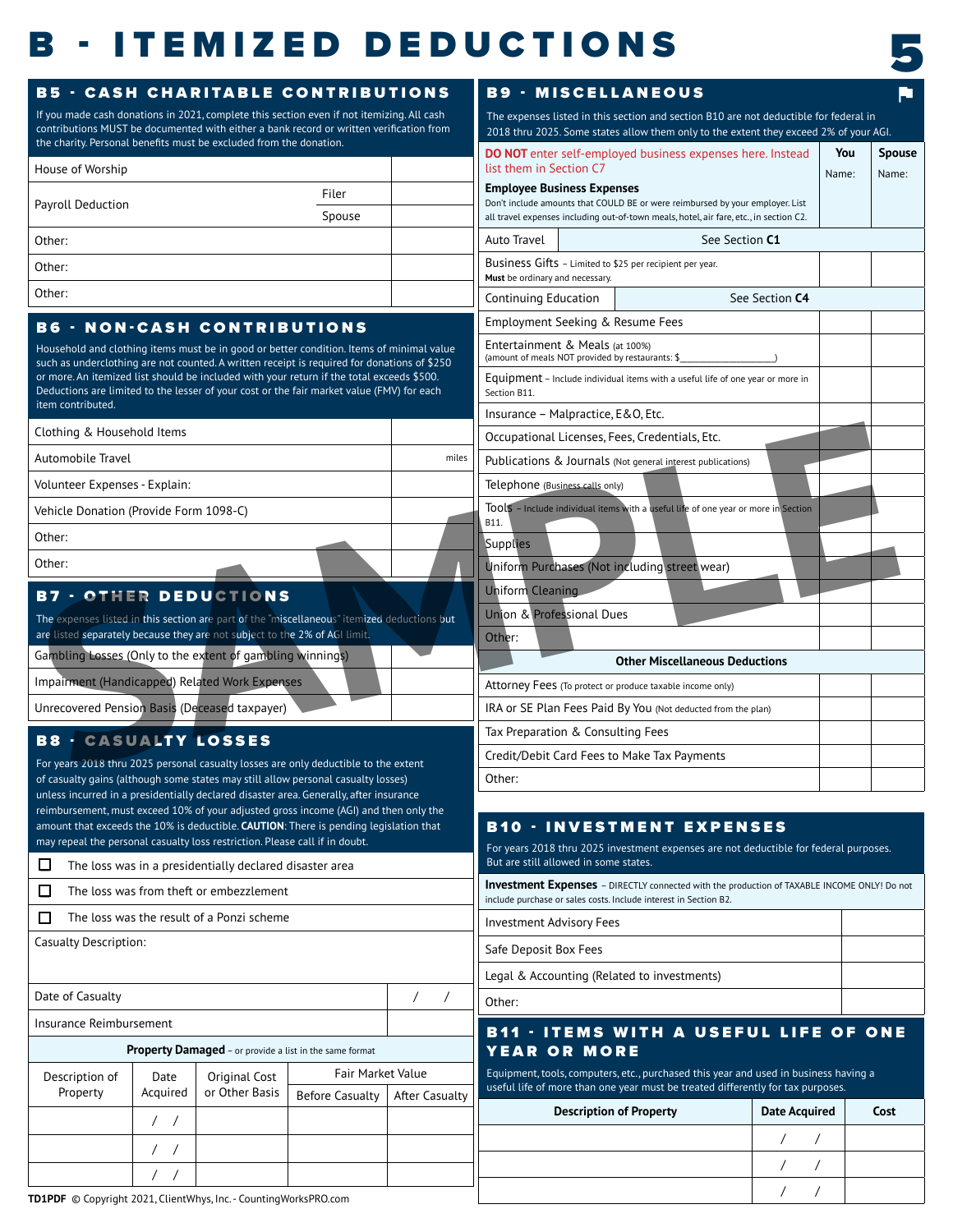# B - ITEMIZED DEDUCTIONS

## B5 - CASH CHARITABLE CONTRIBUTIONS

If you made cash donations in 2021, complete this section even if not itemizing. All cash contributions MUST be documented with either a bank record or written verification from the charity. Personal benefits must be excluded from the donation.

| | | |
|---|---|---|
| House of Worship | | |
| Payroll Deduction | Filer | |
| | Spouse | |
| Other: | | |
| Other: | | |
| Other: | | |

## B6 - NON-CASH CONTRIBUTIONS

Household and clothing items must be in good or better condition. Items of minimal value such as underclothing are not counted. A written receipt is required for donations of $250 or more. An itemized list should be included with your return if the total exceeds $500. Deductions are limited to the lesser of your cost or the fair market value (FMV) for each item contributed.

| | |
|---|---|
| Clothing & Household Items | |
| Automobile Travel | miles |
| Volunteer Expenses - Explain: | |
| Vehicle Donation (Provide Form 1098-C) | |
| Other: | |
| Other: | |

## B7 - OTHER DEDUCTIONS

The expenses listed in this section are part of the "miscellaneous" itemized deductions but are listed separately because they are not subject to the 2% of AGI limit.

| | |
|---|---|
| Gambling Losses (Only to the extent of gambling winnings) | |
| Impairment (Handicapped) Related Work Expenses | |
| Unrecovered Pension Basis (Deceased taxpayer) | |

## B8 - CASUALTY LOSSES

For years 2018 thru 2025 personal casualty losses are only deductible to the extent of casualty gains (although some states may still allow personal casualty losses) unless incurred in a presidentially declared disaster area. Generally, after insurance reimbursement, must exceed 10% of your adjusted gross income (AGI) and then only the amount that exceeds the 10% is deductible. **CAUTION**: There is pending legislation that may repeal the personal casualty loss restriction. Please call if in doubt.

- ☐ The loss was in a presidentially declared disaster area
- ☐ The loss was from theft or embezzlement
- ☐ The loss was the result of a Ponzi scheme

Casualty Description:

| | |
|---|---|
| Date of Casualty | / / |
| Insurance Reimbursement | |

**Property Damaged** – or provide a list in the same format

| Description of Property | Date Acquired | Original Cost or Other Basis | Fair Market Value | |
|---|---|---|---|---|
| | | | Before Casualty | After Casualty |
| | / / | | | |
| | / / | | | |
| | / / | | | |

## B9 - MISCELLANEOUS

The expenses listed in this section and section B10 are not deductible for federal in 2018 thru 2025. Some states allow them only to the extent they exceed 2% of your AGI.

| DO NOT enter self-employed business expenses here. Instead list them in Section C7<br>**Employee Business Expenses**<br>Don't include amounts that COULD BE or were reimbursed by your employer. List all travel expenses including out-of-town meals, hotel, air fare, etc., in section C2. | You<br>Name: | Spouse<br>Name: |
|---|---|---|
| Auto Travel — See Section **C1** | | |
| Business Gifts – Limited to $25 per recipient per year. **Must** be ordinary and necessary. | | |
| Continuing Education — See Section **C4** | | |
| Employment Seeking & Resume Fees | | |
| Entertainment & Meals (at 100%) (amount of meals NOT provided by restaurants: $________________) | | |
| Equipment – Include individual items with a useful life of one year or more in Section B11. | | |
| Insurance – Malpractice, E&O, Etc. | | |
| Occupational Licenses, Fees, Credentials, Etc. | | |
| Publications & Journals (Not general interest publications) | | |
| Telephone (Business calls only) | | |
| Tools – Include individual items with a useful life of one year or more in Section B11. | | |
| Supplies | | |
| Uniform Purchases (Not including street wear) | | |
| Uniform Cleaning | | |
| Union & Professional Dues | | |
| Other: | | |
| **Other Miscellaneous Deductions** | | |
| Attorney Fees (To protect or produce taxable income only) | | |
| IRA or SE Plan Fees Paid By You (Not deducted from the plan) | | |
| Tax Preparation & Consulting Fees | | |
| Credit/Debit Card Fees to Make Tax Payments | | |
| Other: | | |

## B10 - INVESTMENT EXPENSES

For years 2018 thru 2025 investment expenses are not deductible for federal purposes. But are still allowed in some states.

**Investment Expenses** – DIRECTLY connected with the production of TAXABLE INCOME ONLY! Do not include purchase or sales costs. Include interest in Section B2.

| | |
|---|---|
| Investment Advisory Fees | |
| Safe Deposit Box Fees | |
| Legal & Accounting (Related to investments) | |
| Other: | |

## B11 - ITEMS WITH A USEFUL LIFE OF ONE YEAR OR MORE

Equipment, tools, computers, etc., purchased this year and used in business having a useful life of more than one year must be treated differently for tax purposes.

| Description of Property | Date Acquired | Cost |
|---|---|---|
| | / / | |
| | / / | |
| | / / | |

TD1PDF © Copyright 2021, ClientWhys, Inc. - CountingWorksPRO.com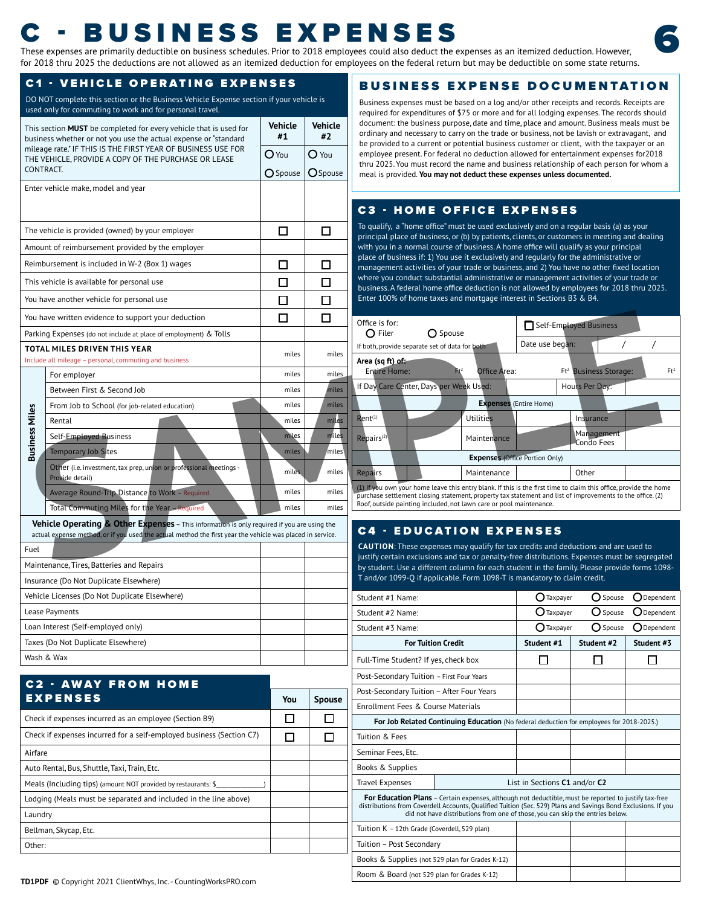# C - BUSINESS EXPENSES

These expenses are primarily deductible on business schedules. Prior to 2018 employees could also deduct the expenses as an itemized deduction. However, for 2018 thru 2025 the deductions are not allowed as an itemized deduction for employees on the federal return but may be deductible on some state returns.

## C1 - VEHICLE OPERATING EXPENSES

DO NOT complete this section or the Business Vehicle Expense section if your vehicle is used only for commuting to work and for personal travel.

| This section **MUST** be completed for every vehicle that is used for business whether or not you use the actual expense or "standard mileage rate." IF THIS IS THE FIRST YEAR OF BUSINESS USE FOR THE VEHICLE, PROVIDE A COPY OF THE PURCHASE OR LEASE CONTRACT. | | Vehicle #1 | Vehicle #2 |
|---|---|---|---|
| | | ○ You ○ Spouse | ○ You ○ Spouse |
| Enter vehicle make, model and year | | | |
| The vehicle is provided (owned) by your employer | | ☐ | ☐ |
| Amount of reimbursement provided by the employer | | | |
| Reimbursement is included in W-2 (Box 1) wages | | ☐ | ☐ |
| This vehicle is available for personal use | | ☐ | ☐ |
| You have another vehicle for personal use | | ☐ | ☐ |
| You have written evidence to support your deduction | | ☐ | ☐ |
| Parking Expenses (do not include at place of employment) & Tolls | | | |
| **TOTAL MILES DRIVEN THIS YEAR** Include all mileage – personal, commuting and business | | miles | miles |
| Business Miles | For employer | miles | miles |
| | Between First & Second Job | miles | miles |
| | From Job to School (for job-related education) | miles | miles |
| | Rental | miles | miles |
| | Self-Employed Business | miles | miles |
| | Temporary Job Sites | miles | miles |
| | Other (i.e. investment, tax prep, union or professional meetings - Provide detail) | miles | miles |
| | Average Round-Trip Distance to Work – Required | miles | miles |
| | Total Commuting Miles for the Year – Required | miles | miles |

**Vehicle Operating & Other Expenses** – This information is only required if you are using the actual expense method, or if you used the actual method the first year the vehicle was placed in service.

| Expense | Vehicle #1 | Vehicle #2 |
|---|---|---|
| Fuel | | |
| Maintenance, Tires, Batteries and Repairs | | |
| Insurance (Do Not Duplicate Elsewhere) | | |
| Vehicle Licenses (Do Not Duplicate Elsewhere) | | |
| Lease Payments | | |
| Loan Interest (Self-employed only) | | |
| Taxes (Do Not Duplicate Elsewhere) | | |
| Wash & Wax | | |

## C2 - AWAY FROM HOME EXPENSES

| | You | Spouse |
|---|---|---|
| Check if expenses incurred as an employee (Section B9) | ☐ | ☐ |
| Check if expenses incurred for a self-employed business (Section C7) | ☐ | ☐ |
| Airfare | | |
| Auto Rental, Bus, Shuttle, Taxi, Train, Etc. | | |
| Meals (Including tips) (amount NOT provided by restaurants: $____________) | | |
| Lodging (Meals must be separated and included in the line above) | | |
| Laundry | | |
| Bellman, Skycap, Etc. | | |
| Other: | | |

## BUSINESS EXPENSE DOCUMENTATION

Business expenses must be based on a log and/or other receipts and records. Receipts are required for expenditures of $75 or more and for all lodging expenses. The records should document: the business purpose, date and time, place and amount. Business meals must be ordinary and necessary to carry on the trade or business, not be lavish or extravagant, and be provided to a current or potential business customer or client, with the taxpayer or an employee present. For federal no deduction allowed for entertainment expenses for2018 thru 2025. You must record the name and business relationship of each person for whom a meal is provided. **You may not deduct these expenses unless documented.**

## C3 - HOME OFFICE EXPENSES

To qualify, a "home office" must be used exclusively and on a regular basis (a) as your principal place of business, or (b) by patients, clients, or customers in meeting and dealing with you in a normal course of business. A home office will qualify as your principal place of business if: 1) You use it exclusively and regularly for the administrative or management activities of your trade or business, and 2) You have no other fixed location where you conduct substantial administrative or management activities of your trade or business. A federal home office deduction is not allowed by employees for 2018 thru 2025. Enter 100% of home taxes and mortgage interest in Sections B3 & B4.

| | | | | | |
|---|---|---|---|---|---|
| Office is for: ○ Filer ○ Spouse<br>If both, provide separate set of data for both | | | ☐ Self-Employed Business | | |
| | | | Date use began: | / / | |
| Area (sq ft) of: Entire Home: Ft² | Office Area: Ft² | | Business Storage: Ft² | | |
| If Day Care Center, Days per Week Used: | | | Hours Per Day: | | |
| **Expenses** (Entire Home) | | | | | |
| Rent[1] | | Utilities | | Insurance | |
| Repairs[2] | | Maintenance | | Management Condo Fees | |
| **Expenses** (Office Portion Only) | | | | | |
| Repairs | | Maintenance | | Other | |

(1) If you own your home leave this entry blank. If this is the first time to claim this office, provide the home purchase settlement closing statement, property tax statement and list of improvements to the office. (2) Roof, outside painting included, not lawn care or pool maintenance.

## C4 - EDUCATION EXPENSES

**CAUTION**: These expenses may qualify for tax credits and deductions and are used to justify certain exclusions and tax or penalty-free distributions. Expenses must be segregated by student. Use a different column for each student in the family. Please provide forms 1098-T and/or 1099-Q if applicable. Form 1098-T is mandatory to claim credit.

| | | | |
|---|---|---|---|
| Student #1 Name: | ○ Taxpayer | ○ Spouse | ○ Dependent |
| Student #2 Name: | ○ Taxpayer | ○ Spouse | ○ Dependent |
| Student #3 Name: | ○ Taxpayer | ○ Spouse | ○ Dependent |
| **For Tuition Credit** | **Student #1** | **Student #2** | **Student #3** |
| Full-Time Student? If yes, check box | ☐ | ☐ | ☐ |
| Post-Secondary Tuition – First Four Years | | | |
| Post-Secondary Tuition – After Four Years | | | |
| Enrollment Fees & Course Materials | | | |
| **For Job Related Continuing Education** (No federal deduction for employees for 2018-2025.) | | | |
| Tuition & Fees | | | |
| Seminar Fees, Etc. | | | |
| Books & Supplies | | | |
| Travel Expenses | List in Sections **C1** and/or **C2** | | |
| **For Education Plans** – Certain expenses, although not deductible, must be reported to justify tax-free distributions from Coverdell Accounts, Qualified Tuition (Sec. 529) Plans and Savings Bond Exclusions. If you did not have distributions from one of those, you can skip the entries below. | | | |
| Tuition K – 12th Grade (Coverdell, 529 plan) | | | |
| Tuition – Post Secondary | | | |
| Books & Supplies (not 529 plan for Grades K-12) | | | |
| Room & Board (not 529 plan for Grades K-12) | | | |

TD1PDF © Copyright 2021 ClientWhys, Inc. - CountingWorksPRO.com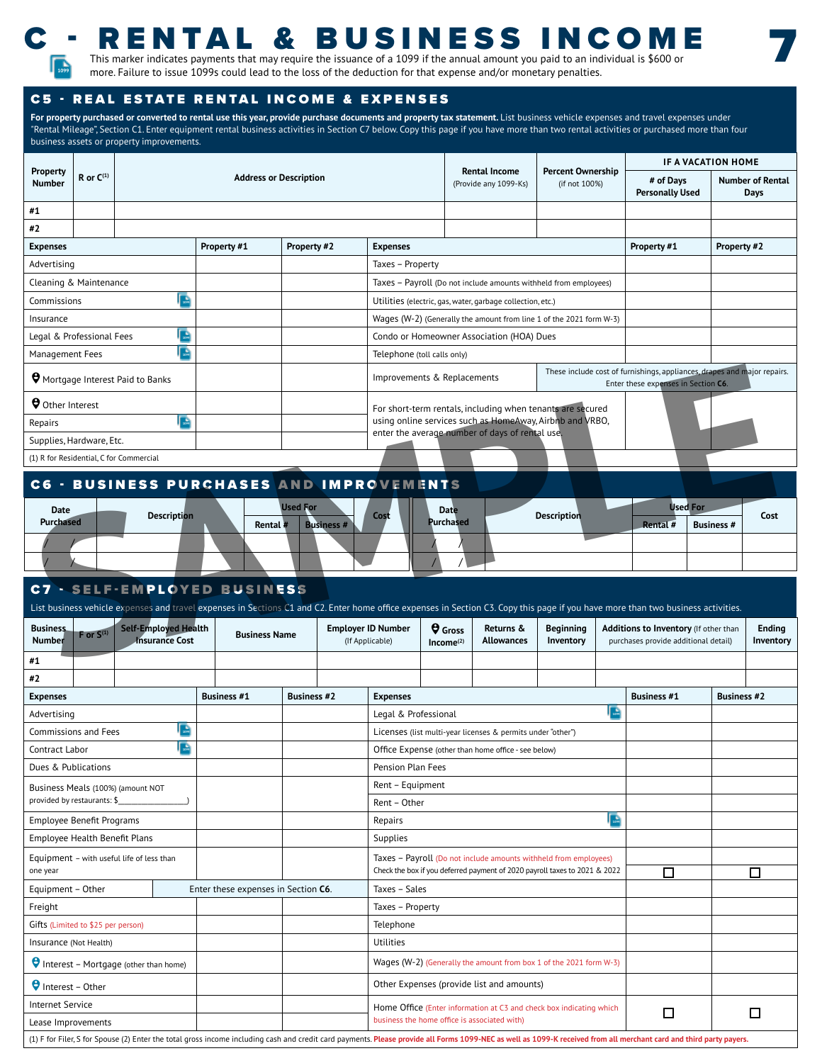# C - RENTAL & BUSINESS INCOME

This marker indicates payments that may require the issuance of a 1099 if the annual amount you paid to an individual is $600 or more. Failure to issue 1099s could lead to the loss of the deduction for that expense and/or monetary penalties.

## C5 - REAL ESTATE RENTAL INCOME & EXPENSES

**For property purchased or converted to rental use this year, provide purchase documents and property tax statement.** List business vehicle expenses and travel expenses under "Rental Mileage", Section C1. Enter equipment rental business activities in Section C7 below. Copy this page if you have more than two rental activities or purchased more than four business assets or property improvements.

| Property Number | R or C[1] | Address or Description | Rental Income (Provide any 1099-Ks) | Percent Ownership (if not 100%) | IF A VACATION HOME: # of Days Personally Used | IF A VACATION HOME: Number of Rental Days |
|---|---|---|---|---|---|---|
| #1 | | | | | | |
| #2 | | | | | | |

| Expenses | Property #1 | Property #2 | Expenses | Property #1 | Property #2 |
|---|---|---|---|---|---|
| Advertising | | | Taxes – Property | | |
| Cleaning & Maintenance | | | Taxes – Payroll (Do not include amounts withheld from employees) | | |
| Commissions (1099) | | | Utilities (electric, gas, water, garbage collection, etc.) | | |
| Insurance | | | Wages (W-2) (Generally the amount from line 1 of the 2021 form W-3) | | |
| Legal & Professional Fees (1099) | | | Condo or Homeowner Association (HOA) Dues | | |
| Management Fees (1099) | | | Telephone (toll calls only) | | |
| Mortgage Interest Paid to Banks | | | Improvements & Replacements | These include cost of furnishings, appliances, drapes and major repairs. Enter these expenses in Section **C6**. | |
| Other Interest | | | For short-term rentals, including when tenants are secured using online services such as HomeAway, Airbnb and VRBO, enter the average number of days of rental use. | | |
| Repairs (1099) | | | | | |
| Supplies, Hardware, Etc. | | | | | |

(1) R for Residential, C for Commercial

## C6 - BUSINESS PURCHASES AND IMPROVEMENTS

| Date Purchased | Description | Used For: Rental # | Used For: Business # | Cost | Date Purchased | Description | Used For: Rental # | Used For: Business # | Cost |
|---|---|---|---|---|---|---|---|---|---|
| / / | | | | | / / | | | | |
| / / | | | | | / / | | | | |

## C7 - SELF-EMPLOYED BUSINESS

List business vehicle expenses and travel expenses in Sections C1 and C2. Enter home office expenses in Section C3. Copy this page if you have more than two business activities.

| Business Number | F or S[1] | Self-Employed Health Insurance Cost | Business Name | Employer ID Number (If Applicable) | Gross Income[2] | Returns & Allowances | Beginning Inventory | Additions to Inventory (If other than purchases provide additional detail) | Ending Inventory |
|---|---|---|---|---|---|---|---|---|---|
| #1 | | | | | | | | | |
| #2 | | | | | | | | | |

| Expenses | Business #1 | Business #2 | Expenses | Business #1 | Business #2 |
|---|---|---|---|---|---|
| Advertising | | | Legal & Professional (1099) | | |
| Commissions and Fees (1099) | | | Licenses (list multi-year licenses & permits under "other") | | |
| Contract Labor (1099) | | | Office Expense (other than home office - see below) | | |
| Dues & Publications | | | Pension Plan Fees | | |
| Business Meals (100%) (amount NOT provided by restaurants: $________) | | | Rent – Equipment | | |
| | | | Rent – Other | | |
| Employee Benefit Programs | | | Repairs (1099) | | |
| Employee Health Benefit Plans | | | Supplies | | |
| Equipment – with useful life of less than one year | | | Taxes – Payroll (Do not include amounts withheld from employees) Check the box if you deferred payment of 2020 payroll taxes to 2021 & 2022 | ☐ | ☐ |
| Equipment – Other | Enter these expenses in Section **C6**. | | Taxes – Sales | | |
| Freight | | | Taxes – Property | | |
| Gifts (Limited to $25 per person) | | | Telephone | | |
| Insurance (Not Health) | | | Utilities | | |
| Interest – Mortgage (other than home) | | | Wages (W-2) (Generally the amount from box 1 of the 2021 form W-3) | | |
| Interest – Other | | | Other Expenses (provide list and amounts) | | |
| Internet Service | | | Home Office (Enter information at C3 and check box indicating which business the home office is associated with) | ☐ | ☐ |
| Lease Improvements | | | | | |

(1) F for Filer, S for Spouse (2) Enter the total gross income including cash and credit card payments. **Please provide all Forms 1099-NEC as well as 1099-K received from all merchant card and third party payers.**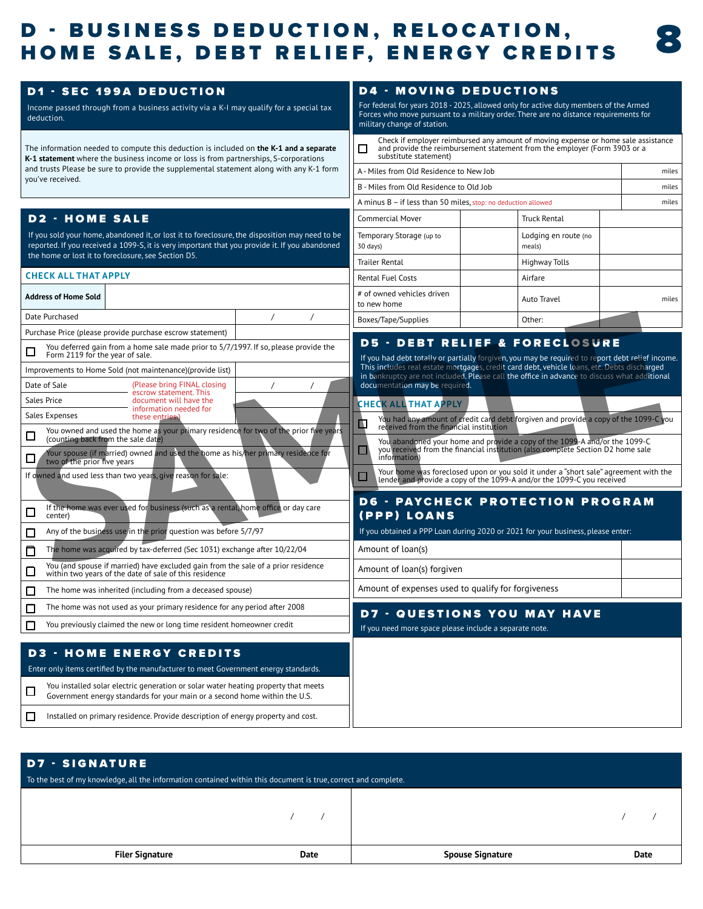# D - BUSINESS DEDUCTION, RELOCATION, HOME SALE, DEBT RELIEF, ENERGY CREDITS

## D1 - SEC 199A DEDUCTION

Income passed through from a business activity via a K-l may qualify for a special tax deduction.

The information needed to compute this deduction is included on **the K-1 and a separate K-1 statement** where the business income or loss is from partnerships, S-corporations and trusts Please be sure to provide the supplemental statement along with any K-1 form you've received.

## D2 - HOME SALE

If you sold your home, abandoned it, or lost it to foreclosure, the disposition may need to be reported. If you received a 1099-S, it is very important that you provide it. If you abandoned the home or lost it to foreclosure, see Section D5.

**CHECK ALL THAT APPLY**

| | | |
|---|---|---|
| **Address of Home Sold** | | |
| Date Purchased | | / / |
| Purchase Price (please provide purchase escrow statement) | | |
| ☐ You deferred gain from a home sale made prior to 5/7/1997. If so, please provide the Form 2119 for the year of sale. | | |
| Improvements to Home Sold (not maintenance)(provide list) | | |
| Date of Sale | (Please bring FINAL closing escrow statement. This document will have the information needed for these entries) | / / |
| Sales Price | | |
| Sales Expenses | | |

- ☐ You owned and used the home as your primary residence for two of the prior five years (counting back from the sale date)
- ☐ Your spouse (if married) owned and used the home as his/her primary residence for two of the prior five years

If owned and used less than two years, give reason for sale:

- ☐ If the home was ever used for business (such as a rental, home office or day care center)
- ☐ Any of the business use in the prior question was before 5/7/97
- ☐ The home was acquired by tax-deferred (Sec 1031) exchange after 10/22/04
- ☐ You (and spouse if married) have excluded gain from the sale of a prior residence within two years of the date of sale of this residence
- ☐ The home was inherited (including from a deceased spouse)
- ☐ The home was not used as your primary residence for any period after 2008
- ☐ You previously claimed the new or long time resident homeowner credit

## D3 - HOME ENERGY CREDITS

Enter only items certified by the manufacturer to meet Government energy standards.

- ☐ You installed solar electric generation or solar water heating property that meets Government energy standards for your main or a second home within the U.S.
- ☐ Installed on primary residence. Provide description of energy property and cost.

## D4 - MOVING DEDUCTIONS

For federal for years 2018 - 2025, allowed only for active duty members of the Armed Forces who move pursuant to a military order. There are no distance requirements for military change of station.

☐ Check if employer reimbursed any amount of moving expense or home sale assistance and provide the reimbursement statement from the employer (Form 3903 or a substitute statement)

| | | | |
|---|---|---|---|
| A - Miles from Old Residence to New Job | | | miles |
| B - Miles from Old Residence to Old Job | | | miles |
| A minus B – if less than 50 miles, stop: no deduction allowed | | | miles |
| Commercial Mover | | Truck Rental | |
| Temporary Storage (up to 30 days) | | Lodging en route (no meals) | |
| Trailer Rental | | Highway Tolls | |
| Rental Fuel Costs | | Airfare | |
| # of owned vehicles driven to new home | | Auto Travel | miles |
| Boxes/Tape/Supplies | | Other: | |

## D5 - DEBT RELIEF & FORECLOSURE

If you had debt totally or partially forgiven, you may be required to report debt relief income. This includes real estate mortgages, credit card debt, vehicle loans, etc. Debts discharged in bankruptcy are not included. Please call the office in advance to discuss what additional documentation may be required.

**CHECK ALL THAT APPLY**

- ☐ You had any amount of credit card debt forgiven and provide a copy of the 1099-C you received from the financial institution
- ☐ You abandoned your home and provide a copy of the 1099-A and/or the 1099-C you received from the financial institution (also complete Section D2 home sale information)
- ☐ Your home was foreclosed upon or you sold it under a "short sale" agreement with the lender and provide a copy of the 1099-A and/or the 1099-C you received

## D6 - PAYCHECK PROTECTION PROGRAM (PPP) LOANS

If you obtained a PPP Loan during 2020 or 2021 for your business, please enter:

| | |
|---|---|
| Amount of loan(s) | |
| Amount of loan(s) forgiven | |
| Amount of expenses used to qualify for forgiveness | |

## D7 - QUESTIONS YOU MAY HAVE

If you need more space please include a separate note.

## D7 - SIGNATURE

To the best of my knowledge, all the information contained within this document is true, correct and complete.

| | | | |
|---|---|---|---|
| | / / | | / / |
| **Filer Signature** | **Date** | **Spouse Signature** | **Date** |